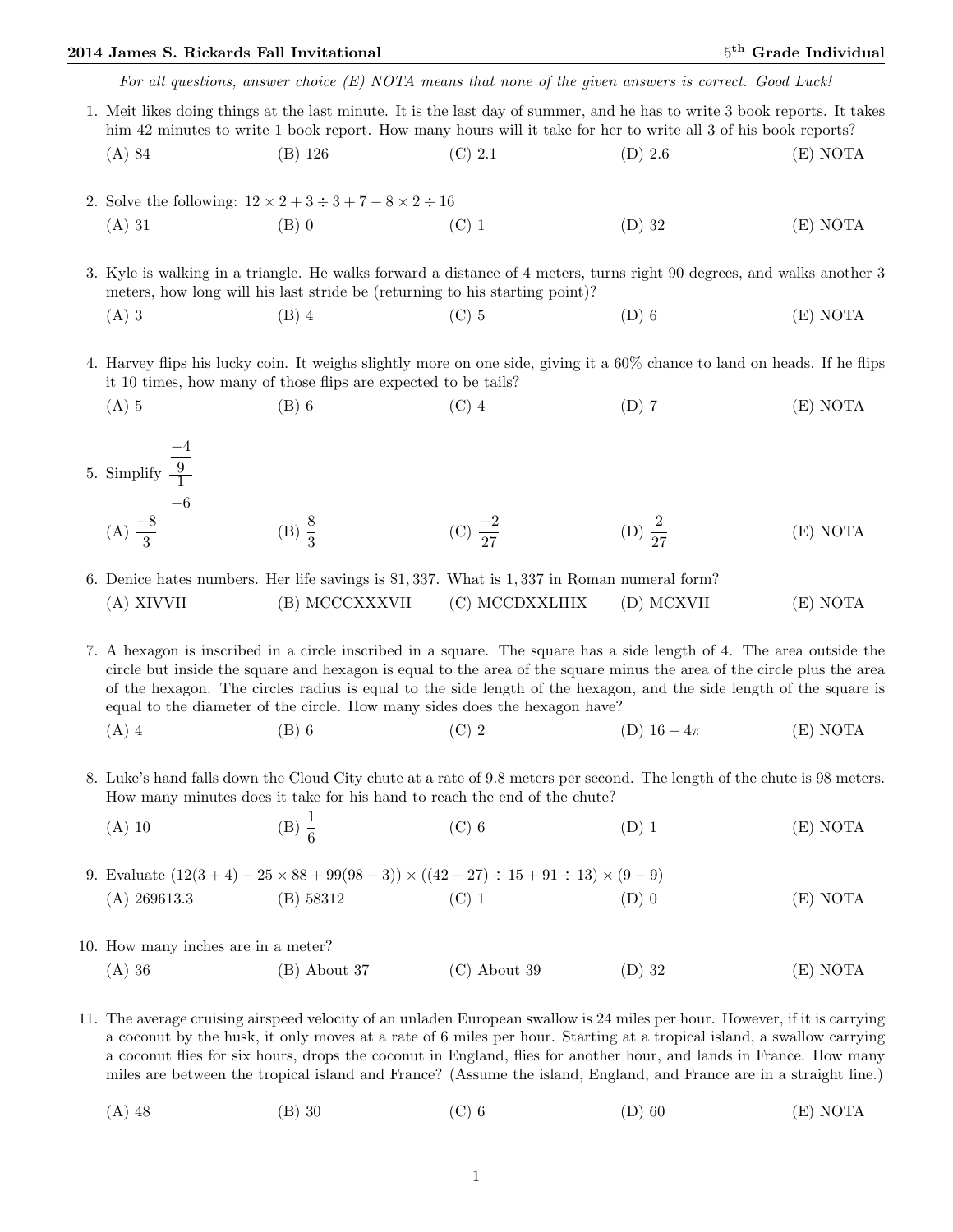**2014 James S. Rickards Fall Invitational** **5th Grade Individual**

*For all questions, answer choice (E) NOTA means that none of the given answers is correct. Good Luck!*

1. Meit likes doing things at the last minute. It is the last day of summer, and he has to write 3 book reports. It takes him 42 minutes to write 1 book report. How many hours will it take for her to write all 3 of his book reports?

   (A) 84 (B) 126 (C) 2.1 (D) 2.6 (E) NOTA

2. Solve the following: $12 \times 2 + 3 \div 3 + 7 - 8 \times 2 \div 16$

   (A) 31 (B) 0 (C) 1 (D) 32 (E) NOTA

3. Kyle is walking in a triangle. He walks forward a distance of 4 meters, turns right 90 degrees, and walks another 3 meters, how long will his last stride be (returning to his starting point)?

   (A) 3 (B) 4 (C) 5 (D) 6 (E) NOTA

4. Harvey flips his lucky coin. It weighs slightly more on one side, giving it a 60% chance to land on heads. If he flips it 10 times, how many of those flips are expected to be tails?

   (A) 5 (B) 6 (C) 4 (D) 7 (E) NOTA

5. Simplify $\dfrac{\frac{-4}{9}}{\frac{1}{-6}}$

   (A) $\frac{-8}{3}$ (B) $\frac{8}{3}$ (C) $\frac{-2}{27}$ (D) $\frac{2}{27}$ (E) NOTA

6. Denice hates numbers. Her life savings is \$1,337. What is 1,337 in Roman numeral form?

   (A) XIVVII (B) MCCCXXXVII (C) MCCDXXLIIIX (D) MCXVII (E) NOTA

7. A hexagon is inscribed in a circle inscribed in a square. The square has a side length of 4. The area outside the circle but inside the square and hexagon is equal to the area of the square minus the area of the circle plus the area of the hexagon. The circles radius is equal to the side length of the hexagon, and the side length of the square is equal to the diameter of the circle. How many sides does the hexagon have?

   (A) 4 (B) 6 (C) 2 (D) $16 - 4\pi$ (E) NOTA

8. Luke's hand falls down the Cloud City chute at a rate of 9.8 meters per second. The length of the chute is 98 meters. How many minutes does it take for his hand to reach the end of the chute?

   (A) 10 (B) $\frac{1}{6}$ (C) 6 (D) 1 (E) NOTA

9. Evaluate $(12(3 + 4) - 25 \times 88 + 99(98 - 3)) \times ((42 - 27) \div 15 + 91 \div 13) \times (9 - 9)$

   (A) 269613.3 (B) 58312 (C) 1 (D) 0 (E) NOTA

10. How many inches are in a meter?

    (A) 36 (B) About 37 (C) About 39 (D) 32 (E) NOTA

11. The average cruising airspeed velocity of an unladen European swallow is 24 miles per hour. However, if it is carrying a coconut by the husk, it only moves at a rate of 6 miles per hour. Starting at a tropical island, a swallow carrying a coconut flies for six hours, drops the coconut in England, flies for another hour, and lands in France. How many miles are between the tropical island and France? (Assume the island, England, and France are in a straight line.)

    (A) 48 (B) 30 (C) 6 (D) 60 (E) NOTA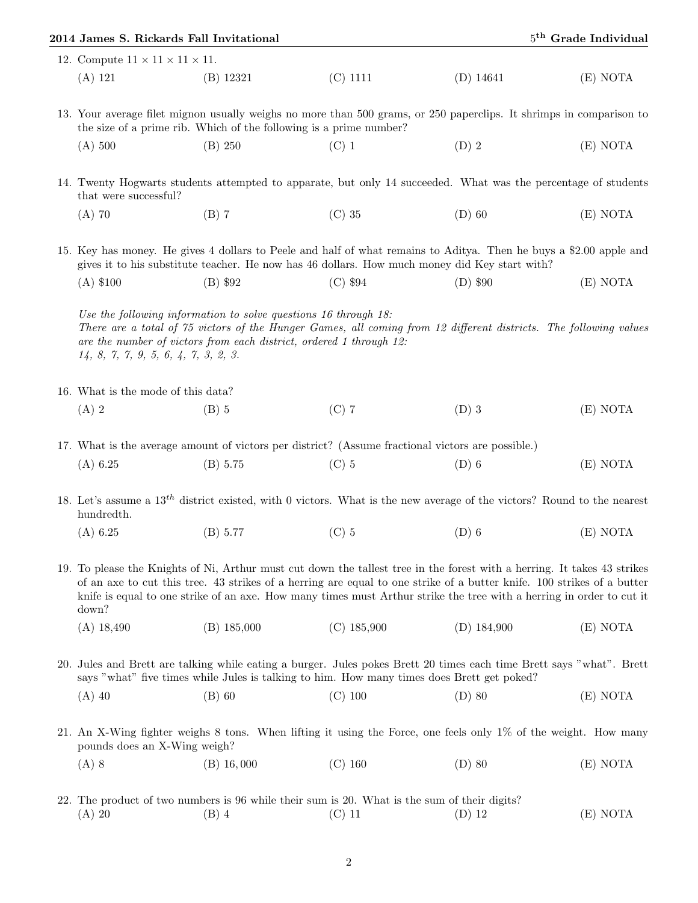12. Compute $11 \times 11 \times 11 \times 11$.

(A) 121 (B) 12321 (C) 1111 (D) 14641 (E) NOTA

13. Your average filet mignon usually weighs no more than 500 grams, or 250 paperclips. It shrimps in comparison to the size of a prime rib. Which of the following is a prime number?

(A) 500 (B) 250 (C) 1 (D) 2 (E) NOTA

14. Twenty Hogwarts students attempted to apparate, but only 14 succeeded. What was the percentage of students that were successful?

(A) 70 (B) 7 (C) 35 (D) 60 (E) NOTA

15. Key has money. He gives 4 dollars to Peele and half of what remains to Aditya. Then he buys a $2.00 apple and gives it to his substitute teacher. He now has 46 dollars. How much money did Key start with?

(A) $100 (B) $92 (C) $94 (D) $90 (E) NOTA

*Use the following information to solve questions 16 through 18:*
*There are a total of 75 victors of the Hunger Games, all coming from 12 different districts. The following values are the number of victors from each district, ordered 1 through 12:*
*14, 8, 7, 7, 9, 5, 6, 4, 7, 3, 2, 3.*

16. What is the mode of this data?

(A) 2 (B) 5 (C) 7 (D) 3 (E) NOTA

17. What is the average amount of victors per district? (Assume fractional victors are possible.)

(A) 6.25 (B) 5.75 (C) 5 (D) 6 (E) NOTA

18. Let's assume a $13^{th}$ district existed, with 0 victors. What is the new average of the victors? Round to the nearest hundredth.

(A) 6.25 (B) 5.77 (C) 5 (D) 6 (E) NOTA

19. To please the Knights of Ni, Arthur must cut down the tallest tree in the forest with a herring. It takes 43 strikes of an axe to cut this tree. 43 strikes of a herring are equal to one strike of a butter knife. 100 strikes of a butter knife is equal to one strike of an axe. How many times must Arthur strike the tree with a herring in order to cut it down?

(A) 18,490 (B) 185,000 (C) 185,900 (D) 184,900 (E) NOTA

20. Jules and Brett are talking while eating a burger. Jules pokes Brett 20 times each time Brett says "what". Brett says "what" five times while Jules is talking to him. How many times does Brett get poked?

(A) 40 (B) 60 (C) 100 (D) 80 (E) NOTA

21. An X-Wing fighter weighs 8 tons. When lifting it using the Force, one feels only 1% of the weight. How many pounds does an X-Wing weigh?

(A) 8 (B) 16,000 (C) 160 (D) 80 (E) NOTA

22. The product of two numbers is 96 while their sum is 20. What is the sum of their digits?

(A) 20 (B) 4 (C) 11 (D) 12 (E) NOTA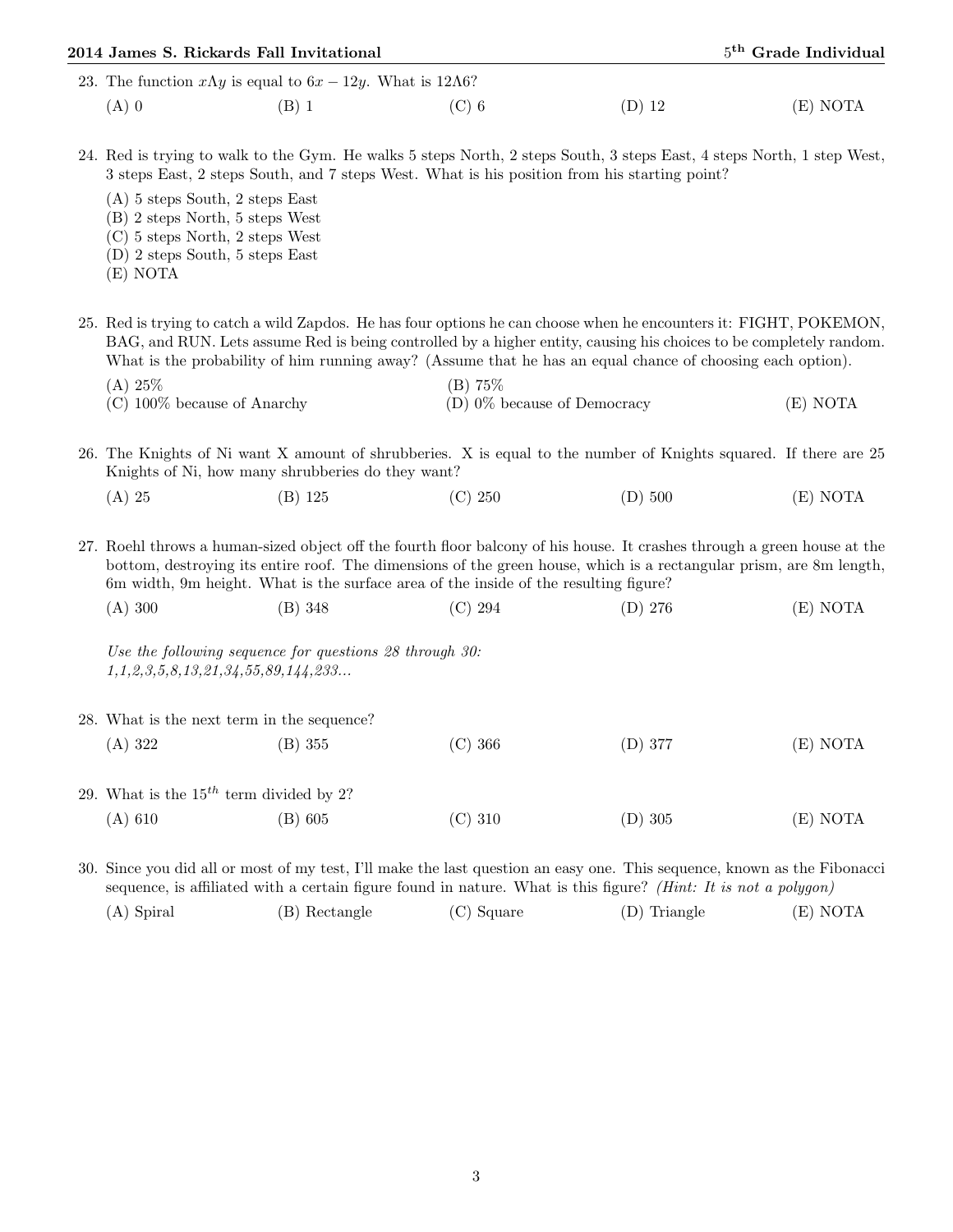23. The function $x \Lambda y$ is equal to $6x - 12y$. What is $12 \Lambda 6$?

(A) 0 (B) 1 (C) 6 (D) 12 (E) NOTA

24. Red is trying to walk to the Gym. He walks 5 steps North, 2 steps South, 3 steps East, 4 steps North, 1 step West, 3 steps East, 2 steps South, and 7 steps West. What is his position from his starting point?

(A) 5 steps South, 2 steps East
(B) 2 steps North, 5 steps West
(C) 5 steps North, 2 steps West
(D) 2 steps South, 5 steps East
(E) NOTA

25. Red is trying to catch a wild Zapdos. He has four options he can choose when he encounters it: FIGHT, POKEMON, BAG, and RUN. Lets assume Red is being controlled by a higher entity, causing his choices to be completely random. What is the probability of him running away? (Assume that he has an equal chance of choosing each option).

(A) 25% (B) 75%
(C) 100% because of Anarchy (D) 0% because of Democracy (E) NOTA

26. The Knights of Ni want X amount of shrubberies. X is equal to the number of Knights squared. If there are 25 Knights of Ni, how many shrubberies do they want?

(A) 25 (B) 125 (C) 250 (D) 500 (E) NOTA

27. Roehl throws a human-sized object off the fourth floor balcony of his house. It crashes through a green house at the bottom, destroying its entire roof. The dimensions of the green house, which is a rectangular prism, are 8m length, 6m width, 9m height. What is the surface area of the inside of the resulting figure?

(A) 300 (B) 348 (C) 294 (D) 276 (E) NOTA

*Use the following sequence for questions 28 through 30:*
*1,1,2,3,5,8,13,21,34,55,89,144,233...*

28. What is the next term in the sequence?

(A) 322 (B) 355 (C) 366 (D) 377 (E) NOTA

29. What is the $15^{th}$ term divided by 2?

(A) 610 (B) 605 (C) 310 (D) 305 (E) NOTA

30. Since you did all or most of my test, I'll make the last question an easy one. This sequence, known as the Fibonacci sequence, is affiliated with a certain figure found in nature. What is this figure? *(Hint: It is not a polygon)*

(A) Spiral (B) Rectangle (C) Square (D) Triangle (E) NOTA